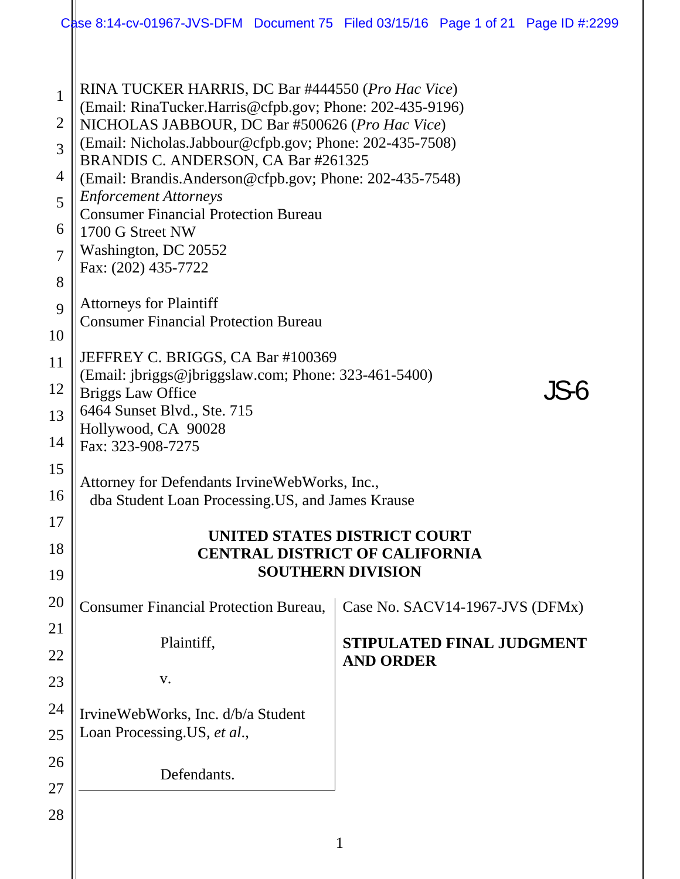RINA TUCKER HARRIS, DC Bar #444550 (*Pro Hac Vice*)
(Email: RinaTucker.Harris@cfpb.gov; Phone: 202-435-9196)
NICHOLAS JABBOUR, DC Bar #500626 (*Pro Hac Vice*)
(Email: Nicholas.Jabbour@cfpb.gov; Phone: 202-435-7508)
BRANDIS C. ANDERSON, CA Bar #261325
(Email: Brandis.Anderson@cfpb.gov; Phone: 202-435-7548)
*Enforcement Attorneys*
Consumer Financial Protection Bureau
1700 G Street NW
Washington, DC 20552
Fax: (202) 435-7722

Attorneys for Plaintiff
Consumer Financial Protection Bureau

JEFFREY C. BRIGGS, CA Bar #100369
(Email: jbriggs@jbriggslaw.com; Phone: 323-461-5400)
Briggs Law Office
6464 Sunset Blvd., Ste. 715
Hollywood, CA 90028
Fax: 323-908-7275

JS-6

Attorney for Defendants IrvineWebWorks, Inc.,
dba Student Loan Processing.US, and James Krause

**UNITED STATES DISTRICT COURT**
**CENTRAL DISTRICT OF CALIFORNIA**
**SOUTHERN DIVISION**

| | |
|---|---|
| Consumer Financial Protection Bureau,<br><br>Plaintiff,<br><br>v.<br><br>IrvineWebWorks, Inc. d/b/a Student Loan Processing.US, *et al.*,<br><br>Defendants. | Case No. SACV14-1967-JVS (DFMx)<br><br>**STIPULATED FINAL JUDGMENT AND ORDER** |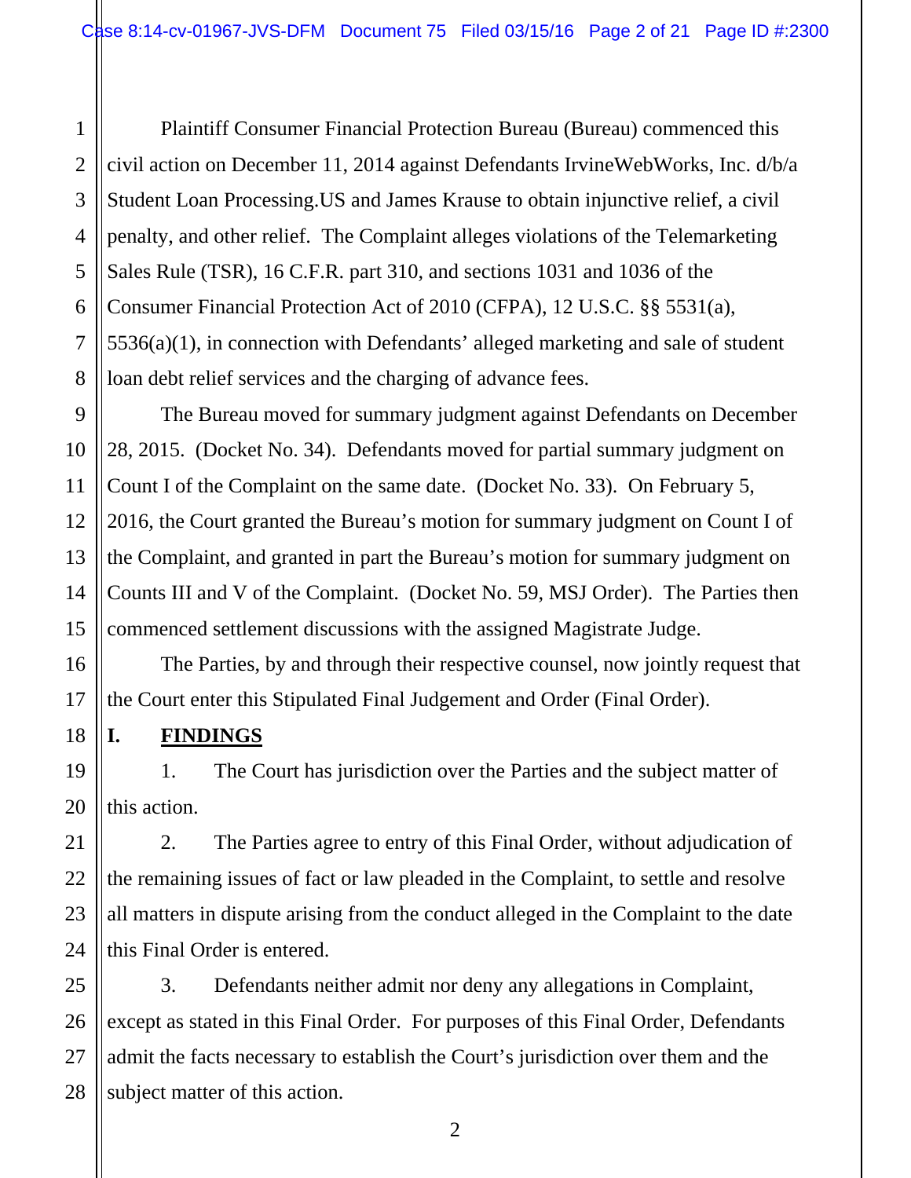Plaintiff Consumer Financial Protection Bureau (Bureau) commenced this civil action on December 11, 2014 against Defendants IrvineWebWorks, Inc. d/b/a Student Loan Processing.US and James Krause to obtain injunctive relief, a civil penalty, and other relief. The Complaint alleges violations of the Telemarketing Sales Rule (TSR), 16 C.F.R. part 310, and sections 1031 and 1036 of the Consumer Financial Protection Act of 2010 (CFPA), 12 U.S.C. §§ 5531(a), 5536(a)(1), in connection with Defendants' alleged marketing and sale of student loan debt relief services and the charging of advance fees.

The Bureau moved for summary judgment against Defendants on December 28, 2015. (Docket No. 34). Defendants moved for partial summary judgment on Count I of the Complaint on the same date. (Docket No. 33). On February 5, 2016, the Court granted the Bureau's motion for summary judgment on Count I of the Complaint, and granted in part the Bureau's motion for summary judgment on Counts III and V of the Complaint. (Docket No. 59, MSJ Order). The Parties then commenced settlement discussions with the assigned Magistrate Judge.

The Parties, by and through their respective counsel, now jointly request that the Court enter this Stipulated Final Judgement and Order (Final Order).

## I. FINDINGS

1. The Court has jurisdiction over the Parties and the subject matter of this action.

2. The Parties agree to entry of this Final Order, without adjudication of the remaining issues of fact or law pleaded in the Complaint, to settle and resolve all matters in dispute arising from the conduct alleged in the Complaint to the date this Final Order is entered.

3. Defendants neither admit nor deny any allegations in Complaint, except as stated in this Final Order. For purposes of this Final Order, Defendants admit the facts necessary to establish the Court's jurisdiction over them and the subject matter of this action.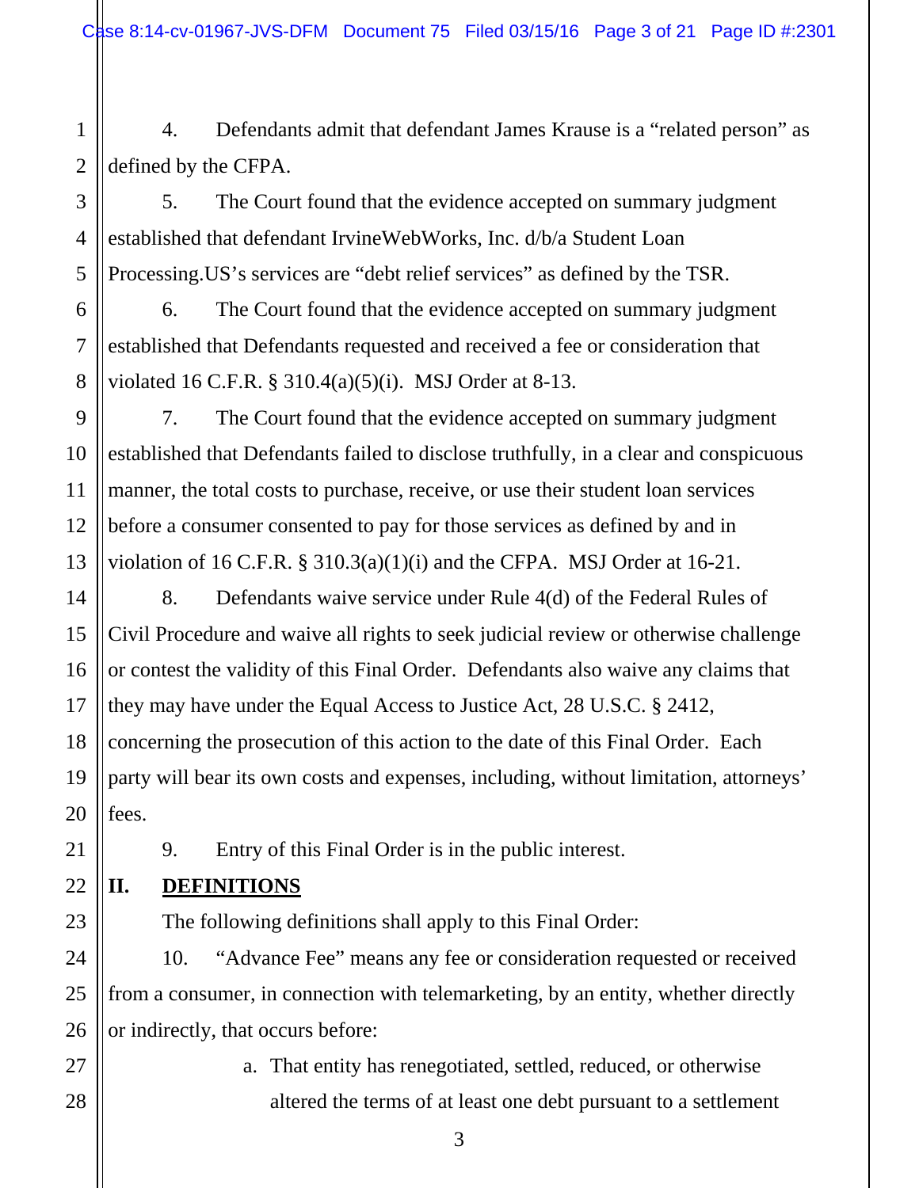4. Defendants admit that defendant James Krause is a "related person" as defined by the CFPA.

5. The Court found that the evidence accepted on summary judgment established that defendant IrvineWebWorks, Inc. d/b/a Student Loan Processing.US's services are "debt relief services" as defined by the TSR.

6. The Court found that the evidence accepted on summary judgment established that Defendants requested and received a fee or consideration that violated 16 C.F.R. § 310.4(a)(5)(i). MSJ Order at 8-13.

7. The Court found that the evidence accepted on summary judgment established that Defendants failed to disclose truthfully, in a clear and conspicuous manner, the total costs to purchase, receive, or use their student loan services before a consumer consented to pay for those services as defined by and in violation of 16 C.F.R. § 310.3(a)(1)(i) and the CFPA. MSJ Order at 16-21.

8. Defendants waive service under Rule 4(d) of the Federal Rules of Civil Procedure and waive all rights to seek judicial review or otherwise challenge or contest the validity of this Final Order. Defendants also waive any claims that they may have under the Equal Access to Justice Act, 28 U.S.C. § 2412, concerning the prosecution of this action to the date of this Final Order. Each party will bear its own costs and expenses, including, without limitation, attorneys' fees.

9. Entry of this Final Order is in the public interest.

## II. DEFINITIONS

The following definitions shall apply to this Final Order:

10. "Advance Fee" means any fee or consideration requested or received from a consumer, in connection with telemarketing, by an entity, whether directly or indirectly, that occurs before:

a. That entity has renegotiated, settled, reduced, or otherwise altered the terms of at least one debt pursuant to a settlement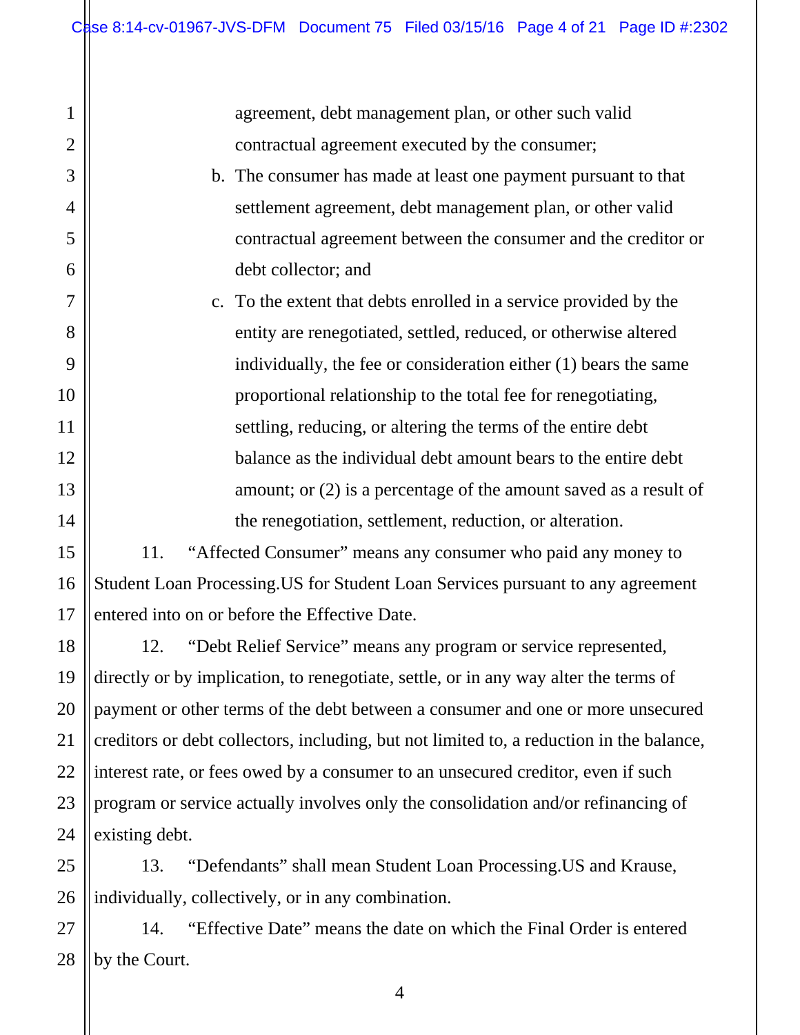agreement, debt management plan, or other such valid contractual agreement executed by the consumer;

b. The consumer has made at least one payment pursuant to that settlement agreement, debt management plan, or other valid contractual agreement between the consumer and the creditor or debt collector; and

c. To the extent that debts enrolled in a service provided by the entity are renegotiated, settled, reduced, or otherwise altered individually, the fee or consideration either (1) bears the same proportional relationship to the total fee for renegotiating, settling, reducing, or altering the terms of the entire debt balance as the individual debt amount bears to the entire debt amount; or (2) is a percentage of the amount saved as a result of the renegotiation, settlement, reduction, or alteration.

11. "Affected Consumer" means any consumer who paid any money to Student Loan Processing.US for Student Loan Services pursuant to any agreement entered into on or before the Effective Date.

12. "Debt Relief Service" means any program or service represented, directly or by implication, to renegotiate, settle, or in any way alter the terms of payment or other terms of the debt between a consumer and one or more unsecured creditors or debt collectors, including, but not limited to, a reduction in the balance, interest rate, or fees owed by a consumer to an unsecured creditor, even if such program or service actually involves only the consolidation and/or refinancing of existing debt.

13. "Defendants" shall mean Student Loan Processing.US and Krause, individually, collectively, or in any combination.

14. "Effective Date" means the date on which the Final Order is entered by the Court.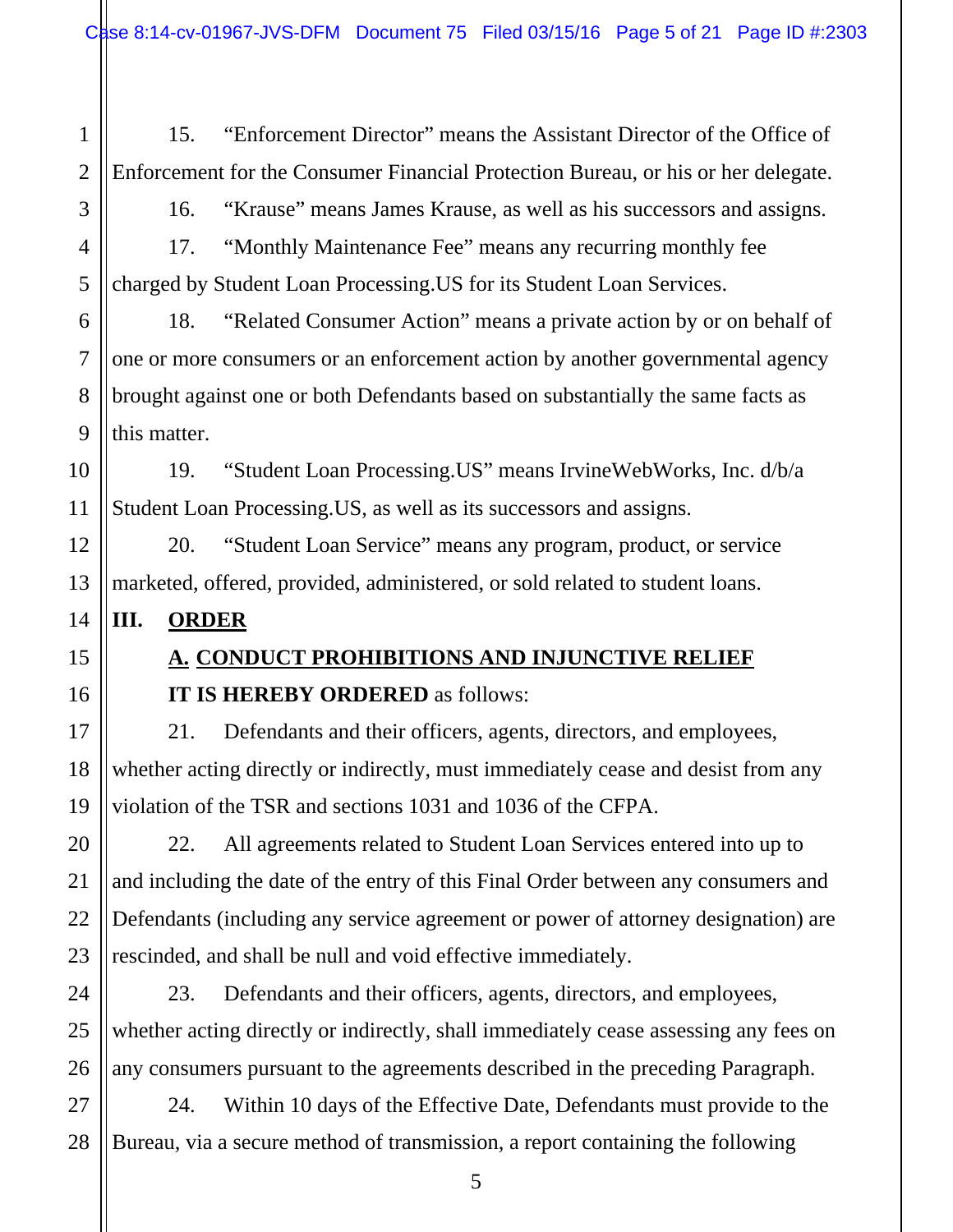15. "Enforcement Director" means the Assistant Director of the Office of Enforcement for the Consumer Financial Protection Bureau, or his or her delegate.

16. "Krause" means James Krause, as well as his successors and assigns.

17. "Monthly Maintenance Fee" means any recurring monthly fee charged by Student Loan Processing.US for its Student Loan Services.

18. "Related Consumer Action" means a private action by or on behalf of one or more consumers or an enforcement action by another governmental agency brought against one or both Defendants based on substantially the same facts as this matter.

19. "Student Loan Processing.US" means IrvineWebWorks, Inc. d/b/a Student Loan Processing.US, as well as its successors and assigns.

20. "Student Loan Service" means any program, product, or service marketed, offered, provided, administered, or sold related to student loans.

## III. ORDER

### A. CONDUCT PROHIBITIONS AND INJUNCTIVE RELIEF

**IT IS HEREBY ORDERED** as follows:

21. Defendants and their officers, agents, directors, and employees, whether acting directly or indirectly, must immediately cease and desist from any violation of the TSR and sections 1031 and 1036 of the CFPA.

22. All agreements related to Student Loan Services entered into up to and including the date of the entry of this Final Order between any consumers and Defendants (including any service agreement or power of attorney designation) are rescinded, and shall be null and void effective immediately.

23. Defendants and their officers, agents, directors, and employees, whether acting directly or indirectly, shall immediately cease assessing any fees on any consumers pursuant to the agreements described in the preceding Paragraph.

24. Within 10 days of the Effective Date, Defendants must provide to the Bureau, via a secure method of transmission, a report containing the following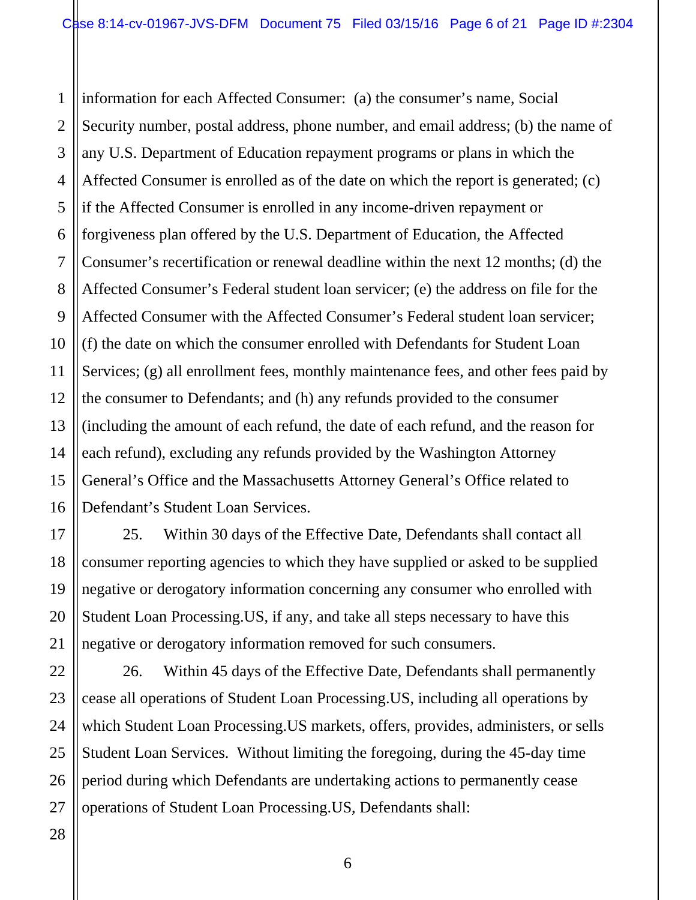information for each Affected Consumer: (a) the consumer's name, Social Security number, postal address, phone number, and email address; (b) the name of any U.S. Department of Education repayment programs or plans in which the Affected Consumer is enrolled as of the date on which the report is generated; (c) if the Affected Consumer is enrolled in any income-driven repayment or forgiveness plan offered by the U.S. Department of Education, the Affected Consumer's recertification or renewal deadline within the next 12 months; (d) the Affected Consumer's Federal student loan servicer; (e) the address on file for the Affected Consumer with the Affected Consumer's Federal student loan servicer; (f) the date on which the consumer enrolled with Defendants for Student Loan Services; (g) all enrollment fees, monthly maintenance fees, and other fees paid by the consumer to Defendants; and (h) any refunds provided to the consumer (including the amount of each refund, the date of each refund, and the reason for each refund), excluding any refunds provided by the Washington Attorney General's Office and the Massachusetts Attorney General's Office related to Defendant's Student Loan Services.

25. Within 30 days of the Effective Date, Defendants shall contact all consumer reporting agencies to which they have supplied or asked to be supplied negative or derogatory information concerning any consumer who enrolled with Student Loan Processing.US, if any, and take all steps necessary to have this negative or derogatory information removed for such consumers.

26. Within 45 days of the Effective Date, Defendants shall permanently cease all operations of Student Loan Processing.US, including all operations by which Student Loan Processing.US markets, offers, provides, administers, or sells Student Loan Services. Without limiting the foregoing, during the 45-day time period during which Defendants are undertaking actions to permanently cease operations of Student Loan Processing.US, Defendants shall: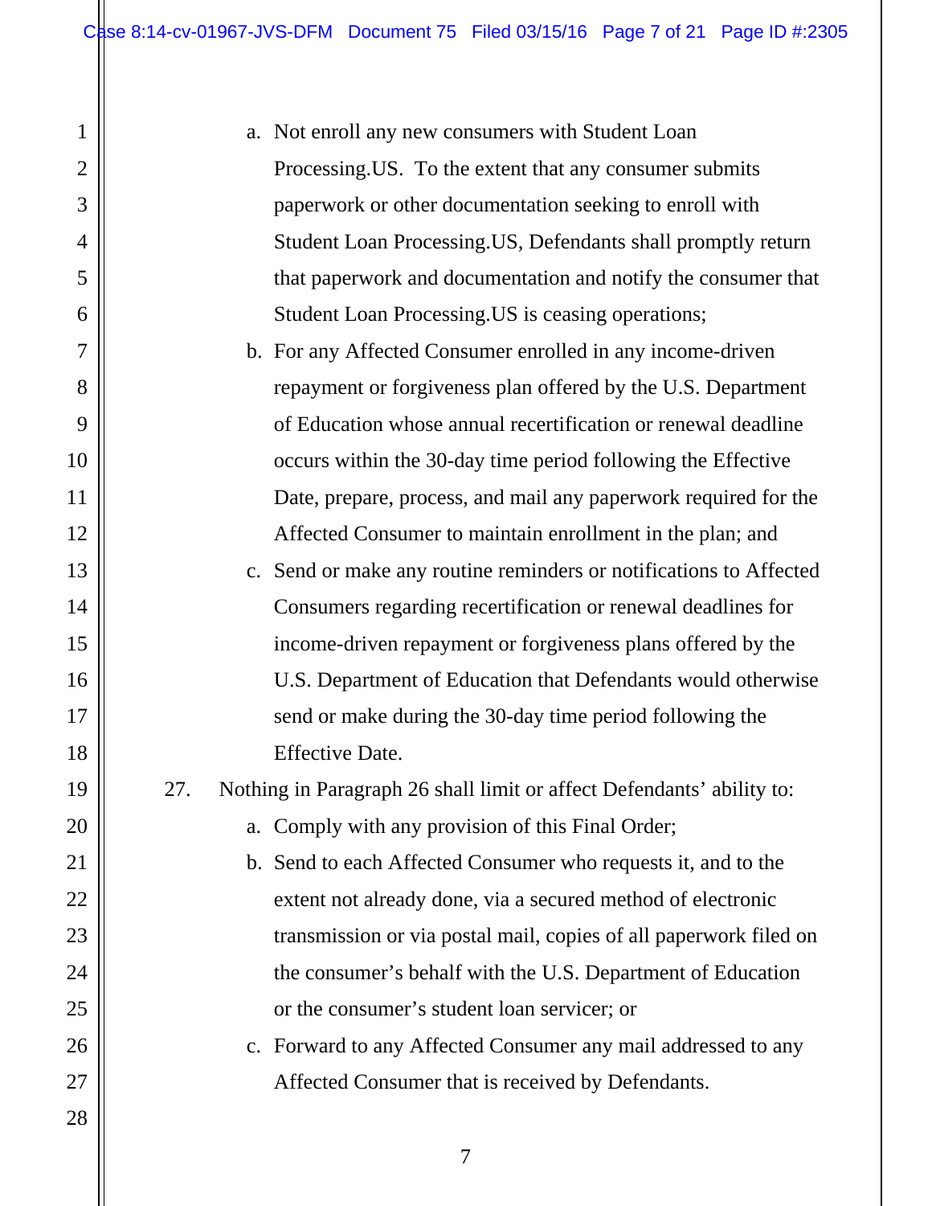a. Not enroll any new consumers with Student Loan Processing.US. To the extent that any consumer submits paperwork or other documentation seeking to enroll with Student Loan Processing.US, Defendants shall promptly return that paperwork and documentation and notify the consumer that Student Loan Processing.US is ceasing operations;

b. For any Affected Consumer enrolled in any income-driven repayment or forgiveness plan offered by the U.S. Department of Education whose annual recertification or renewal deadline occurs within the 30-day time period following the Effective Date, prepare, process, and mail any paperwork required for the Affected Consumer to maintain enrollment in the plan; and

c. Send or make any routine reminders or notifications to Affected Consumers regarding recertification or renewal deadlines for income-driven repayment or forgiveness plans offered by the U.S. Department of Education that Defendants would otherwise send or make during the 30-day time period following the Effective Date.

27. Nothing in Paragraph 26 shall limit or affect Defendants' ability to:

a. Comply with any provision of this Final Order;

b. Send to each Affected Consumer who requests it, and to the extent not already done, via a secured method of electronic transmission or via postal mail, copies of all paperwork filed on the consumer's behalf with the U.S. Department of Education or the consumer's student loan servicer; or

c. Forward to any Affected Consumer any mail addressed to any Affected Consumer that is received by Defendants.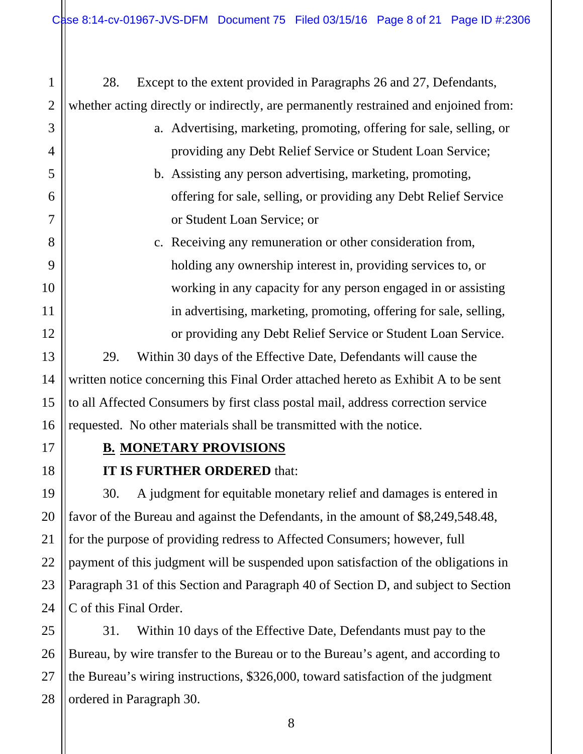28. Except to the extent provided in Paragraphs 26 and 27, Defendants, whether acting directly or indirectly, are permanently restrained and enjoined from:

a. Advertising, marketing, promoting, offering for sale, selling, or providing any Debt Relief Service or Student Loan Service;

b. Assisting any person advertising, marketing, promoting, offering for sale, selling, or providing any Debt Relief Service or Student Loan Service; or

c. Receiving any remuneration or other consideration from, holding any ownership interest in, providing services to, or working in any capacity for any person engaged in or assisting in advertising, marketing, promoting, offering for sale, selling, or providing any Debt Relief Service or Student Loan Service.

29. Within 30 days of the Effective Date, Defendants will cause the written notice concerning this Final Order attached hereto as Exhibit A to be sent to all Affected Consumers by first class postal mail, address correction service requested. No other materials shall be transmitted with the notice.

## B. MONETARY PROVISIONS

**IT IS FURTHER ORDERED** that:

30. A judgment for equitable monetary relief and damages is entered in favor of the Bureau and against the Defendants, in the amount of $8,249,548.48, for the purpose of providing redress to Affected Consumers; however, full payment of this judgment will be suspended upon satisfaction of the obligations in Paragraph 31 of this Section and Paragraph 40 of Section D, and subject to Section C of this Final Order.

31. Within 10 days of the Effective Date, Defendants must pay to the Bureau, by wire transfer to the Bureau or to the Bureau's agent, and according to the Bureau's wiring instructions, $326,000, toward satisfaction of the judgment ordered in Paragraph 30.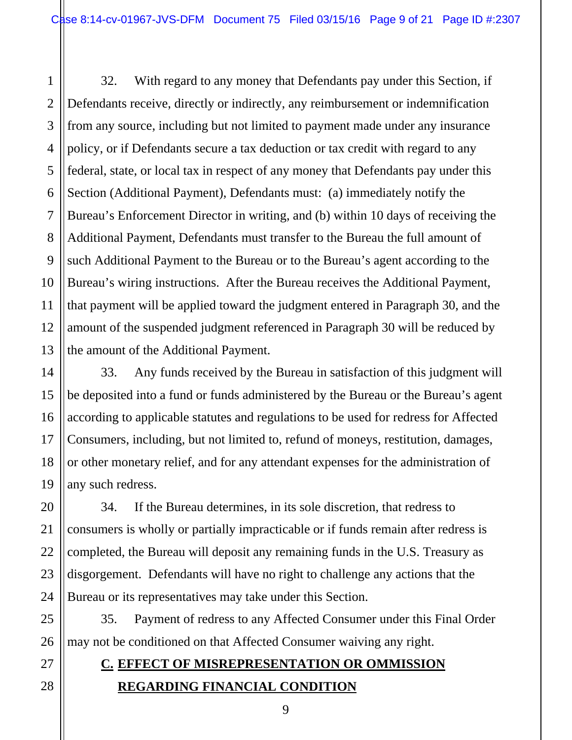32. With regard to any money that Defendants pay under this Section, if Defendants receive, directly or indirectly, any reimbursement or indemnification from any source, including but not limited to payment made under any insurance policy, or if Defendants secure a tax deduction or tax credit with regard to any federal, state, or local tax in respect of any money that Defendants pay under this Section (Additional Payment), Defendants must: (a) immediately notify the Bureau's Enforcement Director in writing, and (b) within 10 days of receiving the Additional Payment, Defendants must transfer to the Bureau the full amount of such Additional Payment to the Bureau or to the Bureau's agent according to the Bureau's wiring instructions. After the Bureau receives the Additional Payment, that payment will be applied toward the judgment entered in Paragraph 30, and the amount of the suspended judgment referenced in Paragraph 30 will be reduced by the amount of the Additional Payment.

33. Any funds received by the Bureau in satisfaction of this judgment will be deposited into a fund or funds administered by the Bureau or the Bureau's agent according to applicable statutes and regulations to be used for redress for Affected Consumers, including, but not limited to, refund of moneys, restitution, damages, or other monetary relief, and for any attendant expenses for the administration of any such redress.

34. If the Bureau determines, in its sole discretion, that redress to consumers is wholly or partially impracticable or if funds remain after redress is completed, the Bureau will deposit any remaining funds in the U.S. Treasury as disgorgement. Defendants will have no right to challenge any actions that the Bureau or its representatives may take under this Section.

35. Payment of redress to any Affected Consumer under this Final Order may not be conditioned on that Affected Consumer waiving any right.

## C. EFFECT OF MISREPRESENTATION OR OMMISSION REGARDING FINANCIAL CONDITION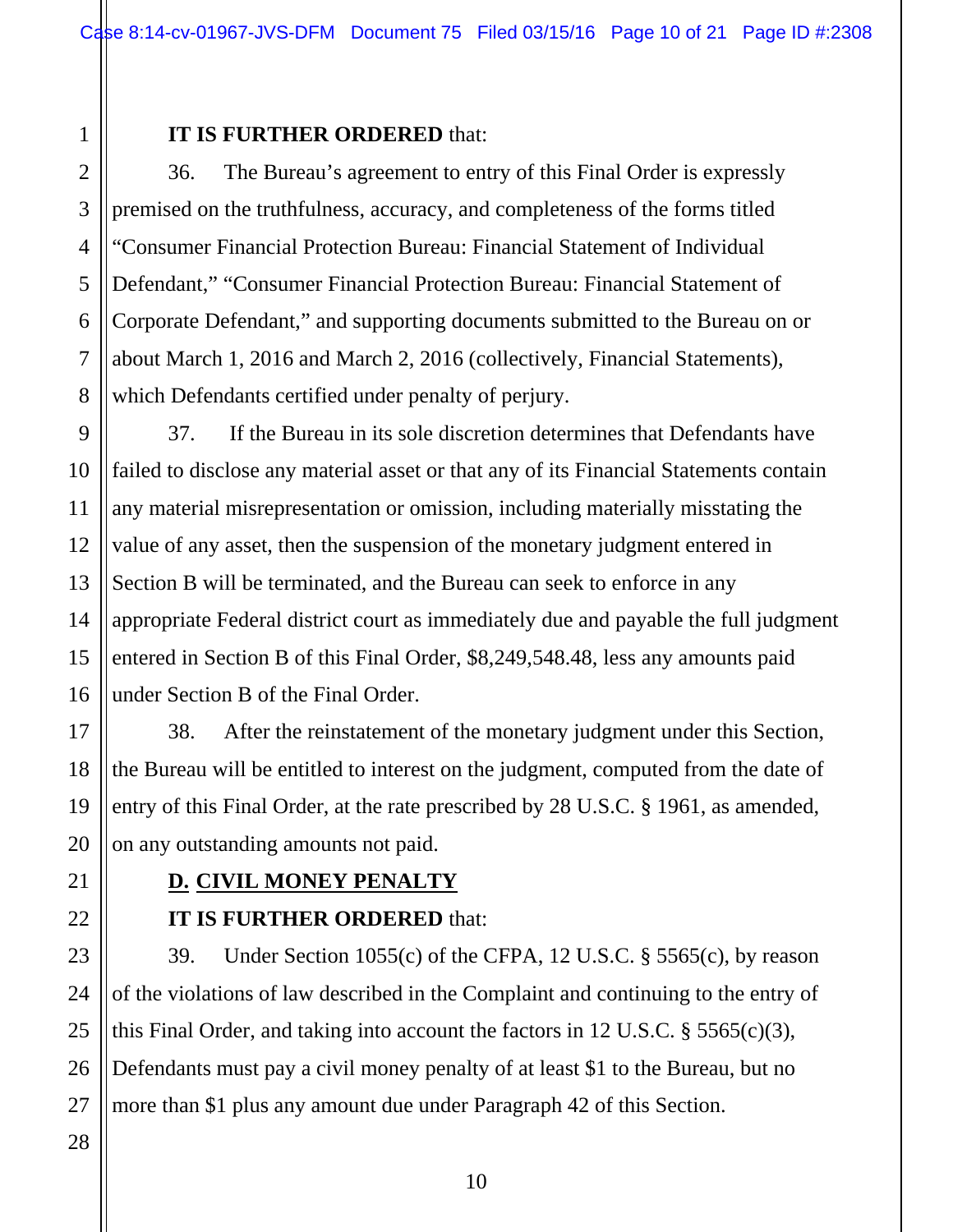**IT IS FURTHER ORDERED** that:

36. The Bureau's agreement to entry of this Final Order is expressly premised on the truthfulness, accuracy, and completeness of the forms titled "Consumer Financial Protection Bureau: Financial Statement of Individual Defendant," "Consumer Financial Protection Bureau: Financial Statement of Corporate Defendant," and supporting documents submitted to the Bureau on or about March 1, 2016 and March 2, 2016 (collectively, Financial Statements), which Defendants certified under penalty of perjury.

37. If the Bureau in its sole discretion determines that Defendants have failed to disclose any material asset or that any of its Financial Statements contain any material misrepresentation or omission, including materially misstating the value of any asset, then the suspension of the monetary judgment entered in Section B will be terminated, and the Bureau can seek to enforce in any appropriate Federal district court as immediately due and payable the full judgment entered in Section B of this Final Order, $8,249,548.48, less any amounts paid under Section B of the Final Order.

38. After the reinstatement of the monetary judgment under this Section, the Bureau will be entitled to interest on the judgment, computed from the date of entry of this Final Order, at the rate prescribed by 28 U.S.C. § 1961, as amended, on any outstanding amounts not paid.

**D. CIVIL MONEY PENALTY**

**IT IS FURTHER ORDERED** that:

39. Under Section 1055(c) of the CFPA, 12 U.S.C. § 5565(c), by reason of the violations of law described in the Complaint and continuing to the entry of this Final Order, and taking into account the factors in 12 U.S.C. § 5565(c)(3), Defendants must pay a civil money penalty of at least $1 to the Bureau, but no more than $1 plus any amount due under Paragraph 42 of this Section.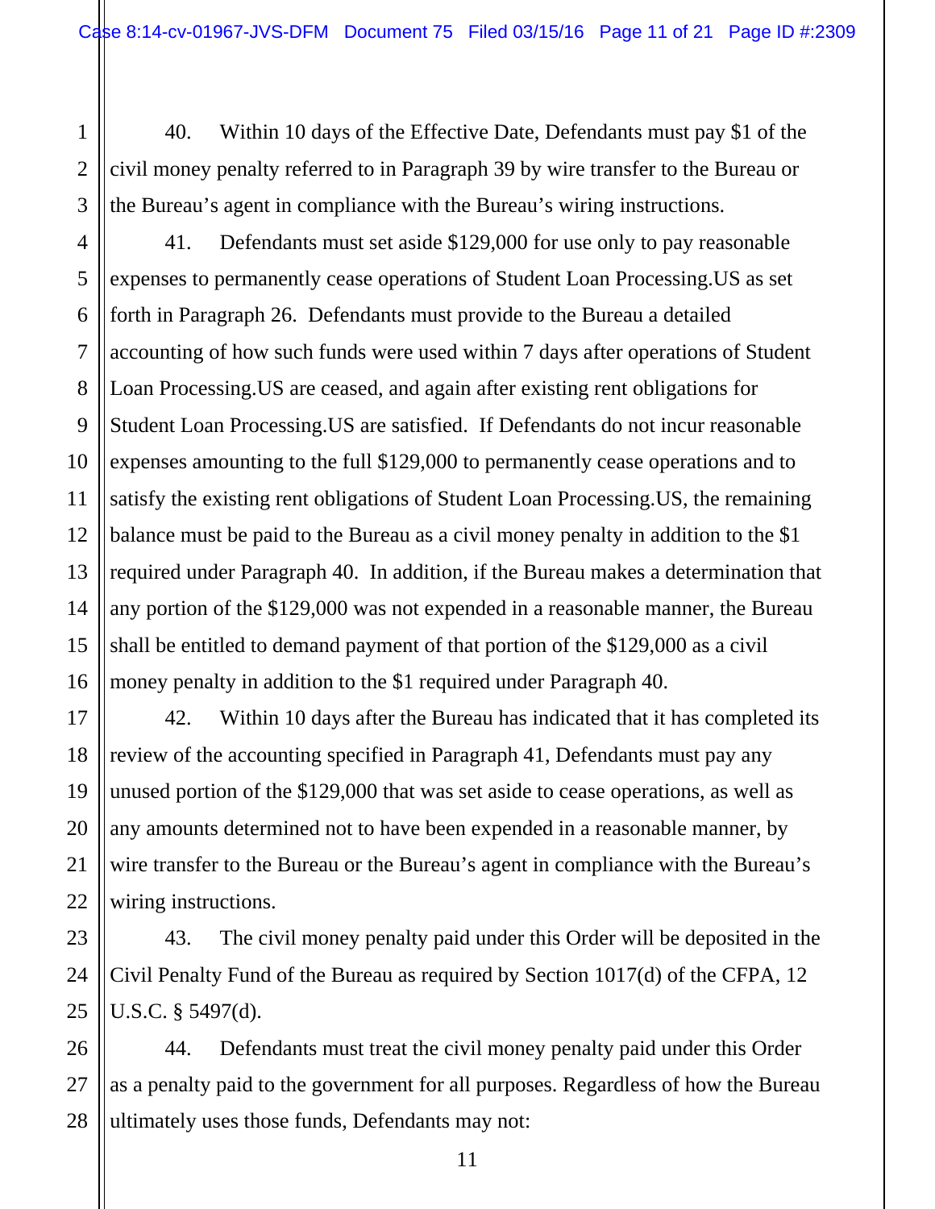40. Within 10 days of the Effective Date, Defendants must pay $1 of the civil money penalty referred to in Paragraph 39 by wire transfer to the Bureau or the Bureau's agent in compliance with the Bureau's wiring instructions.

41. Defendants must set aside $129,000 for use only to pay reasonable expenses to permanently cease operations of Student Loan Processing.US as set forth in Paragraph 26. Defendants must provide to the Bureau a detailed accounting of how such funds were used within 7 days after operations of Student Loan Processing.US are ceased, and again after existing rent obligations for Student Loan Processing.US are satisfied. If Defendants do not incur reasonable expenses amounting to the full $129,000 to permanently cease operations and to satisfy the existing rent obligations of Student Loan Processing.US, the remaining balance must be paid to the Bureau as a civil money penalty in addition to the $1 required under Paragraph 40. In addition, if the Bureau makes a determination that any portion of the $129,000 was not expended in a reasonable manner, the Bureau shall be entitled to demand payment of that portion of the $129,000 as a civil money penalty in addition to the $1 required under Paragraph 40.

42. Within 10 days after the Bureau has indicated that it has completed its review of the accounting specified in Paragraph 41, Defendants must pay any unused portion of the $129,000 that was set aside to cease operations, as well as any amounts determined not to have been expended in a reasonable manner, by wire transfer to the Bureau or the Bureau's agent in compliance with the Bureau's wiring instructions.

43. The civil money penalty paid under this Order will be deposited in the Civil Penalty Fund of the Bureau as required by Section 1017(d) of the CFPA, 12 U.S.C. § 5497(d).

44. Defendants must treat the civil money penalty paid under this Order as a penalty paid to the government for all purposes. Regardless of how the Bureau ultimately uses those funds, Defendants may not: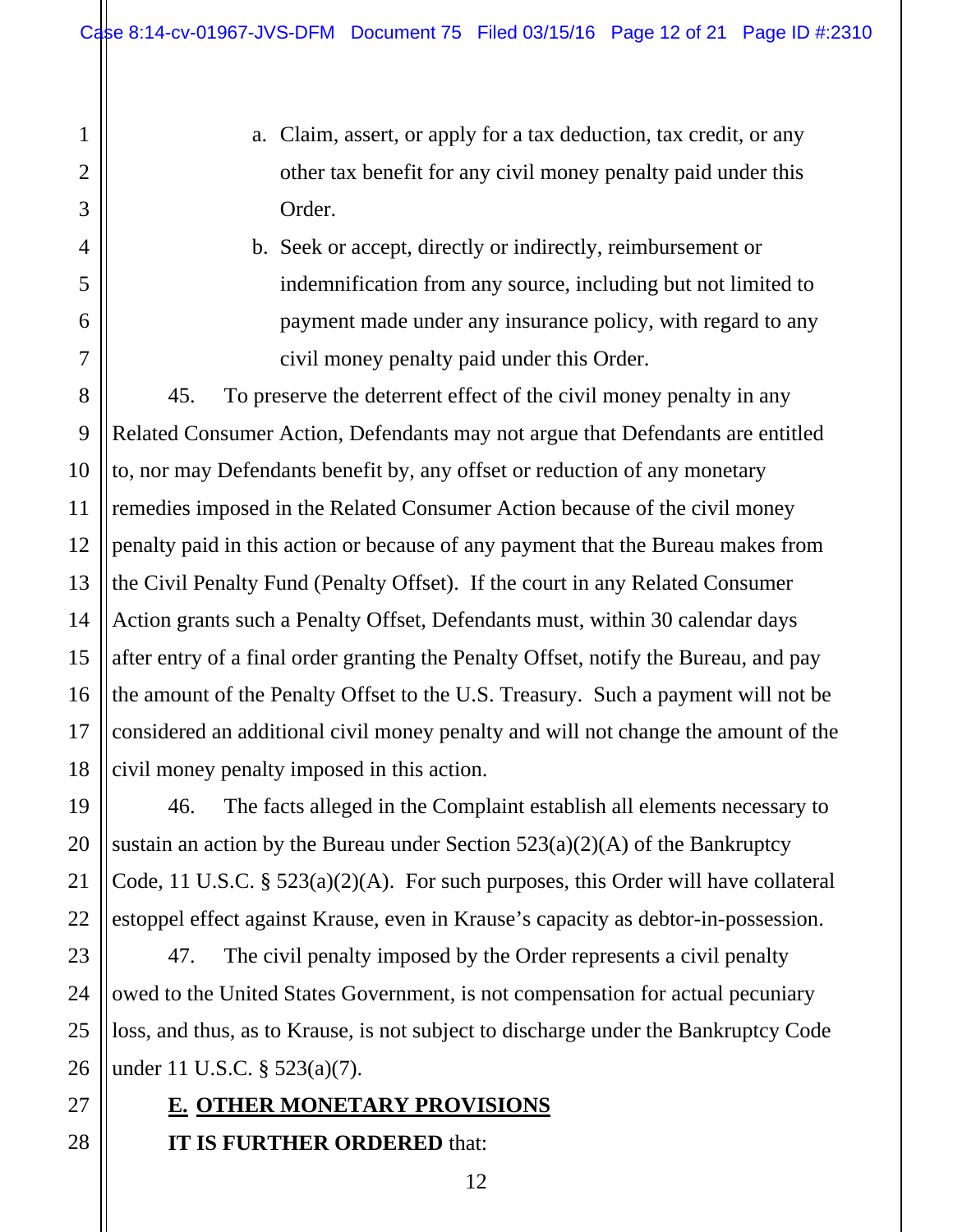a. Claim, assert, or apply for a tax deduction, tax credit, or any other tax benefit for any civil money penalty paid under this Order.

b. Seek or accept, directly or indirectly, reimbursement or indemnification from any source, including but not limited to payment made under any insurance policy, with regard to any civil money penalty paid under this Order.

45. To preserve the deterrent effect of the civil money penalty in any Related Consumer Action, Defendants may not argue that Defendants are entitled to, nor may Defendants benefit by, any offset or reduction of any monetary remedies imposed in the Related Consumer Action because of the civil money penalty paid in this action or because of any payment that the Bureau makes from the Civil Penalty Fund (Penalty Offset). If the court in any Related Consumer Action grants such a Penalty Offset, Defendants must, within 30 calendar days after entry of a final order granting the Penalty Offset, notify the Bureau, and pay the amount of the Penalty Offset to the U.S. Treasury. Such a payment will not be considered an additional civil money penalty and will not change the amount of the civil money penalty imposed in this action.

46. The facts alleged in the Complaint establish all elements necessary to sustain an action by the Bureau under Section 523(a)(2)(A) of the Bankruptcy Code, 11 U.S.C. § 523(a)(2)(A). For such purposes, this Order will have collateral estoppel effect against Krause, even in Krause's capacity as debtor-in-possession.

47. The civil penalty imposed by the Order represents a civil penalty owed to the United States Government, is not compensation for actual pecuniary loss, and thus, as to Krause, is not subject to discharge under the Bankruptcy Code under 11 U.S.C. § 523(a)(7).

## E. OTHER MONETARY PROVISIONS

**IT IS FURTHER ORDERED** that: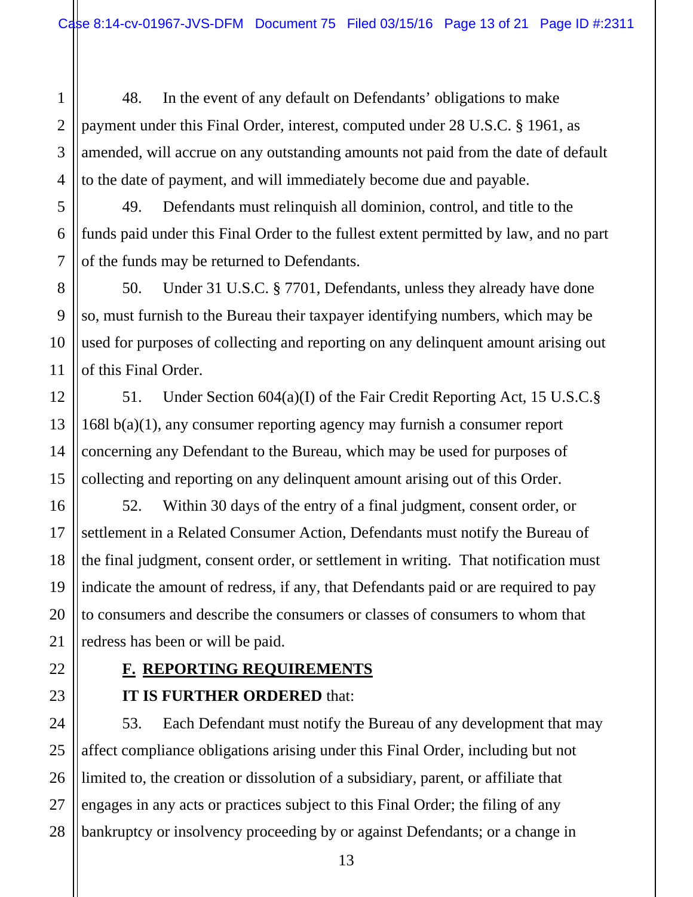48. In the event of any default on Defendants' obligations to make payment under this Final Order, interest, computed under 28 U.S.C. § 1961, as amended, will accrue on any outstanding amounts not paid from the date of default to the date of payment, and will immediately become due and payable.

49. Defendants must relinquish all dominion, control, and title to the funds paid under this Final Order to the fullest extent permitted by law, and no part of the funds may be returned to Defendants.

50. Under 31 U.S.C. § 7701, Defendants, unless they already have done so, must furnish to the Bureau their taxpayer identifying numbers, which may be used for purposes of collecting and reporting on any delinquent amount arising out of this Final Order.

51. Under Section 604(a)(I) of the Fair Credit Reporting Act, 15 U.S.C.§ 168l b(a)(1), any consumer reporting agency may furnish a consumer report concerning any Defendant to the Bureau, which may be used for purposes of collecting and reporting on any delinquent amount arising out of this Order.

52. Within 30 days of the entry of a final judgment, consent order, or settlement in a Related Consumer Action, Defendants must notify the Bureau of the final judgment, consent order, or settlement in writing. That notification must indicate the amount of redress, if any, that Defendants paid or are required to pay to consumers and describe the consumers or classes of consumers to whom that redress has been or will be paid.

## F. REPORTING REQUIREMENTS

**IT IS FURTHER ORDERED** that:

53. Each Defendant must notify the Bureau of any development that may affect compliance obligations arising under this Final Order, including but not limited to, the creation or dissolution of a subsidiary, parent, or affiliate that engages in any acts or practices subject to this Final Order; the filing of any bankruptcy or insolvency proceeding by or against Defendants; or a change in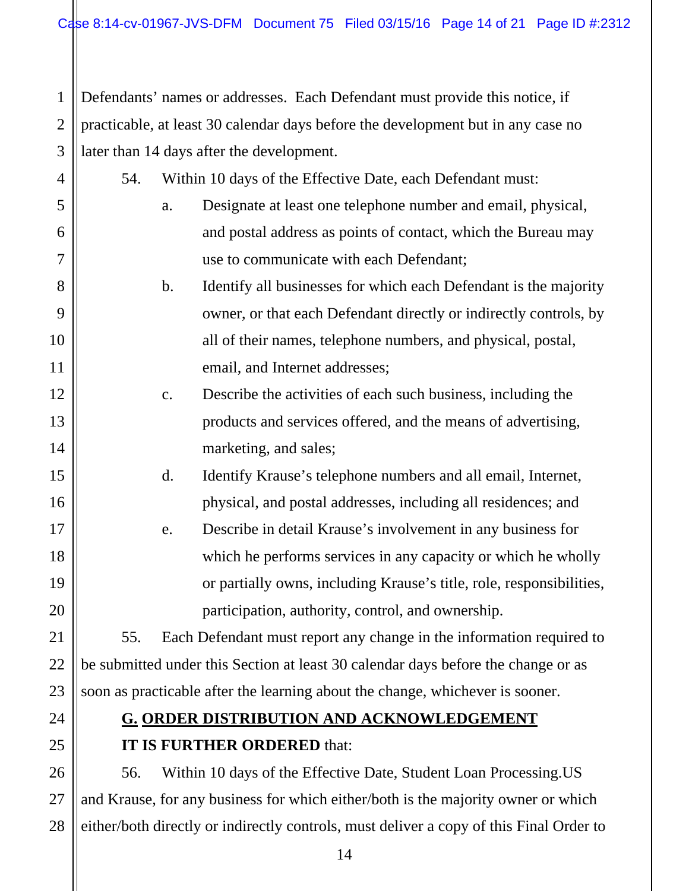Defendants' names or addresses. Each Defendant must provide this notice, if practicable, at least 30 calendar days before the development but in any case no later than 14 days after the development.

54. Within 10 days of the Effective Date, each Defendant must:

a. Designate at least one telephone number and email, physical, and postal address as points of contact, which the Bureau may use to communicate with each Defendant;

b. Identify all businesses for which each Defendant is the majority owner, or that each Defendant directly or indirectly controls, by all of their names, telephone numbers, and physical, postal, email, and Internet addresses;

c. Describe the activities of each such business, including the products and services offered, and the means of advertising, marketing, and sales;

d. Identify Krause's telephone numbers and all email, Internet, physical, and postal addresses, including all residences; and

e. Describe in detail Krause's involvement in any business for which he performs services in any capacity or which he wholly or partially owns, including Krause's title, role, responsibilities, participation, authority, control, and ownership.

55. Each Defendant must report any change in the information required to be submitted under this Section at least 30 calendar days before the change or as soon as practicable after the learning about the change, whichever is sooner.

**G. ORDER DISTRIBUTION AND ACKNOWLEDGEMENT**

**IT IS FURTHER ORDERED** that:

56. Within 10 days of the Effective Date, Student Loan Processing.US and Krause, for any business for which either/both is the majority owner or which either/both directly or indirectly controls, must deliver a copy of this Final Order to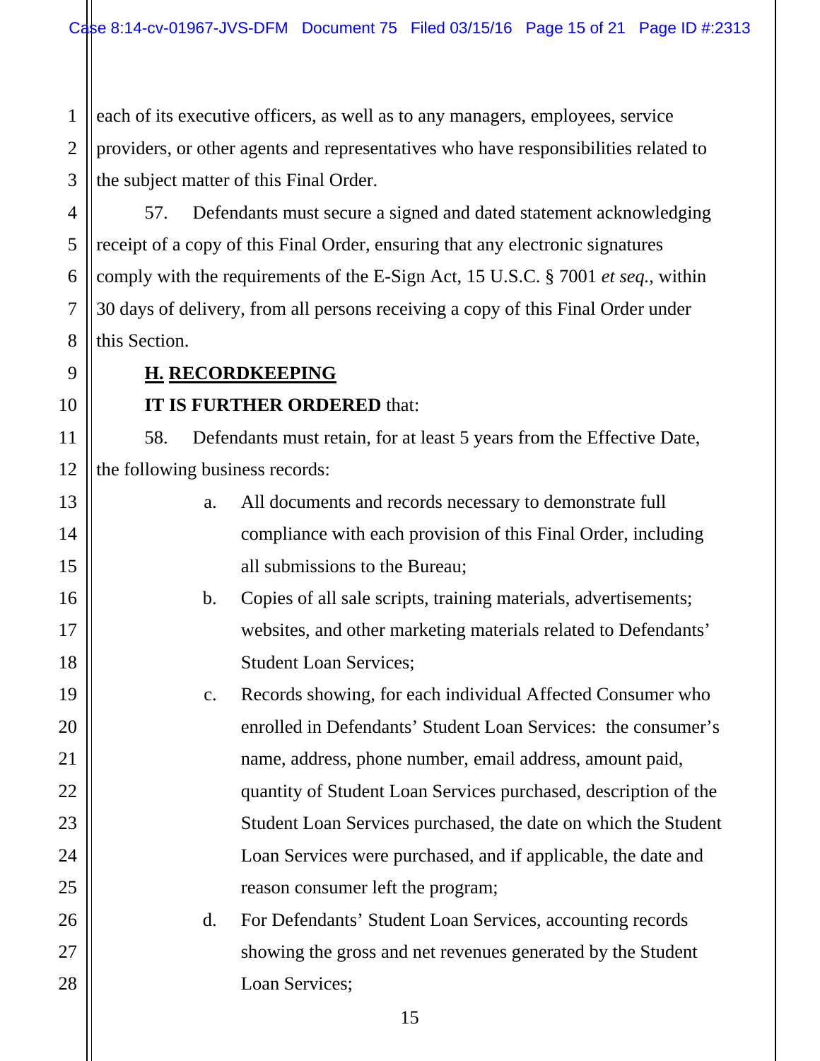each of its executive officers, as well as to any managers, employees, service providers, or other agents and representatives who have responsibilities related to the subject matter of this Final Order.

57. Defendants must secure a signed and dated statement acknowledging receipt of a copy of this Final Order, ensuring that any electronic signatures comply with the requirements of the E-Sign Act, 15 U.S.C. § 7001 *et seq.*, within 30 days of delivery, from all persons receiving a copy of this Final Order under this Section.

**H. RECORDKEEPING**

**IT IS FURTHER ORDERED** that:

58. Defendants must retain, for at least 5 years from the Effective Date, the following business records:

a. All documents and records necessary to demonstrate full compliance with each provision of this Final Order, including all submissions to the Bureau;

b. Copies of all sale scripts, training materials, advertisements; websites, and other marketing materials related to Defendants' Student Loan Services;

c. Records showing, for each individual Affected Consumer who enrolled in Defendants' Student Loan Services: the consumer's name, address, phone number, email address, amount paid, quantity of Student Loan Services purchased, description of the Student Loan Services purchased, the date on which the Student Loan Services were purchased, and if applicable, the date and reason consumer left the program;

d. For Defendants' Student Loan Services, accounting records showing the gross and net revenues generated by the Student Loan Services;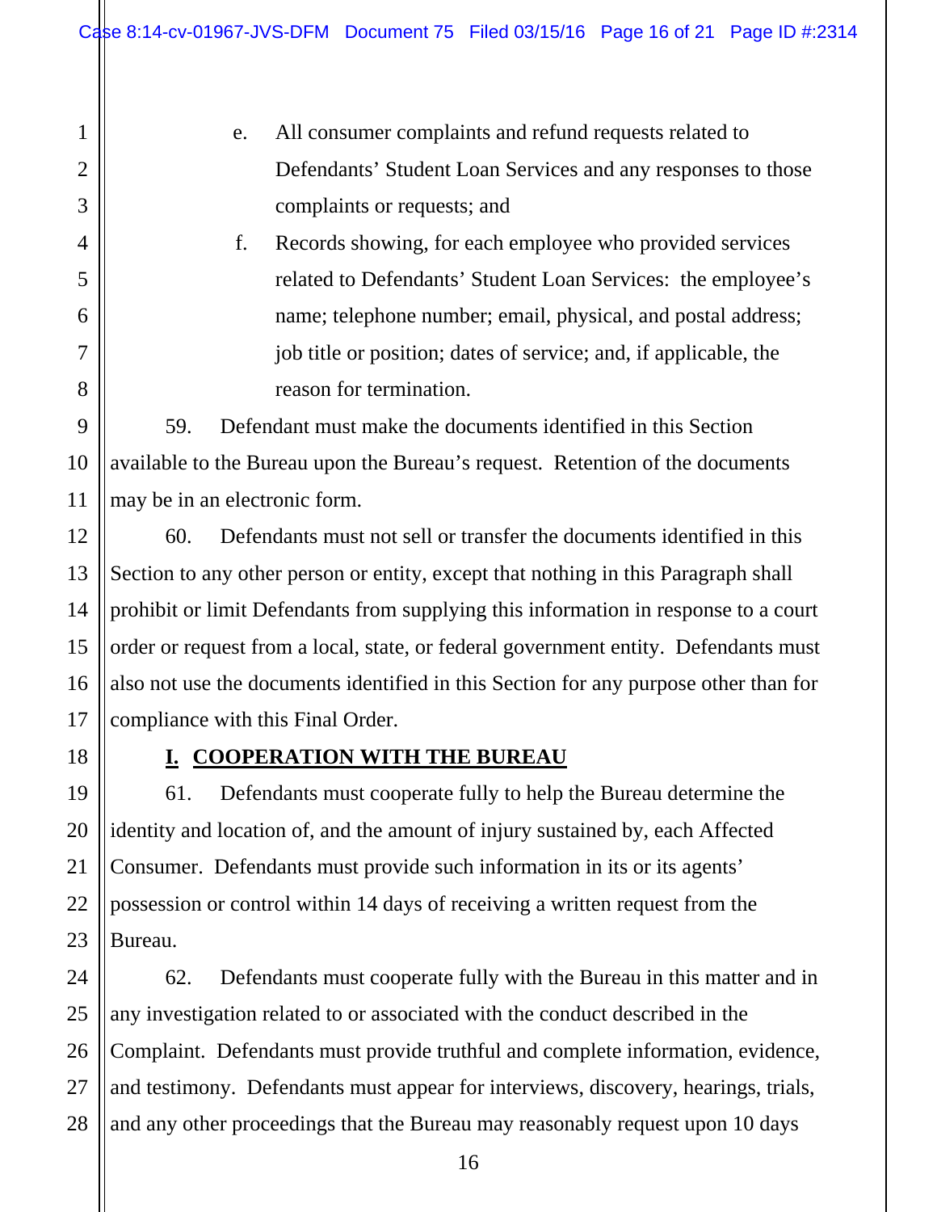e. All consumer complaints and refund requests related to Defendants' Student Loan Services and any responses to those complaints or requests; and

f. Records showing, for each employee who provided services related to Defendants' Student Loan Services: the employee's name; telephone number; email, physical, and postal address; job title or position; dates of service; and, if applicable, the reason for termination.

59. Defendant must make the documents identified in this Section available to the Bureau upon the Bureau's request. Retention of the documents may be in an electronic form.

60. Defendants must not sell or transfer the documents identified in this Section to any other person or entity, except that nothing in this Paragraph shall prohibit or limit Defendants from supplying this information in response to a court order or request from a local, state, or federal government entity. Defendants must also not use the documents identified in this Section for any purpose other than for compliance with this Final Order.

## I. COOPERATION WITH THE BUREAU

61. Defendants must cooperate fully to help the Bureau determine the identity and location of, and the amount of injury sustained by, each Affected Consumer. Defendants must provide such information in its or its agents' possession or control within 14 days of receiving a written request from the Bureau.

62. Defendants must cooperate fully with the Bureau in this matter and in any investigation related to or associated with the conduct described in the Complaint. Defendants must provide truthful and complete information, evidence, and testimony. Defendants must appear for interviews, discovery, hearings, trials, and any other proceedings that the Bureau may reasonably request upon 10 days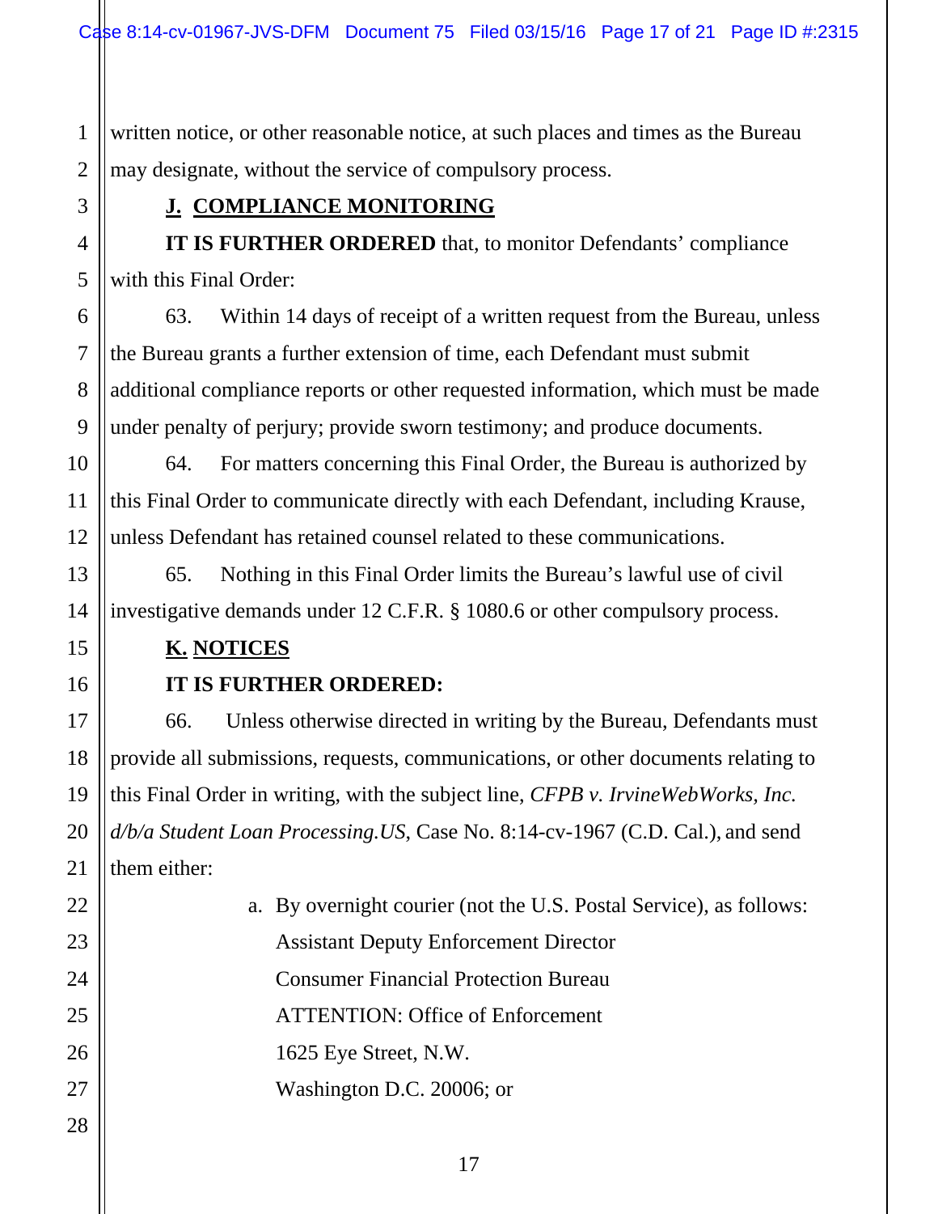written notice, or other reasonable notice, at such places and times as the Bureau may designate, without the service of compulsory process.

## J. COMPLIANCE MONITORING

**IT IS FURTHER ORDERED** that, to monitor Defendants' compliance with this Final Order:

63. Within 14 days of receipt of a written request from the Bureau, unless the Bureau grants a further extension of time, each Defendant must submit additional compliance reports or other requested information, which must be made under penalty of perjury; provide sworn testimony; and produce documents.

64. For matters concerning this Final Order, the Bureau is authorized by this Final Order to communicate directly with each Defendant, including Krause, unless Defendant has retained counsel related to these communications.

65. Nothing in this Final Order limits the Bureau's lawful use of civil investigative demands under 12 C.F.R. § 1080.6 or other compulsory process.

## K. NOTICES

**IT IS FURTHER ORDERED:**

66. Unless otherwise directed in writing by the Bureau, Defendants must provide all submissions, requests, communications, or other documents relating to this Final Order in writing, with the subject line, *CFPB v. IrvineWebWorks, Inc. d/b/a Student Loan Processing.US*, Case No. 8:14-cv-1967 (C.D. Cal.), and send them either:

a. By overnight courier (not the U.S. Postal Service), as follows:
Assistant Deputy Enforcement Director
Consumer Financial Protection Bureau
ATTENTION: Office of Enforcement
1625 Eye Street, N.W.
Washington D.C. 20006; or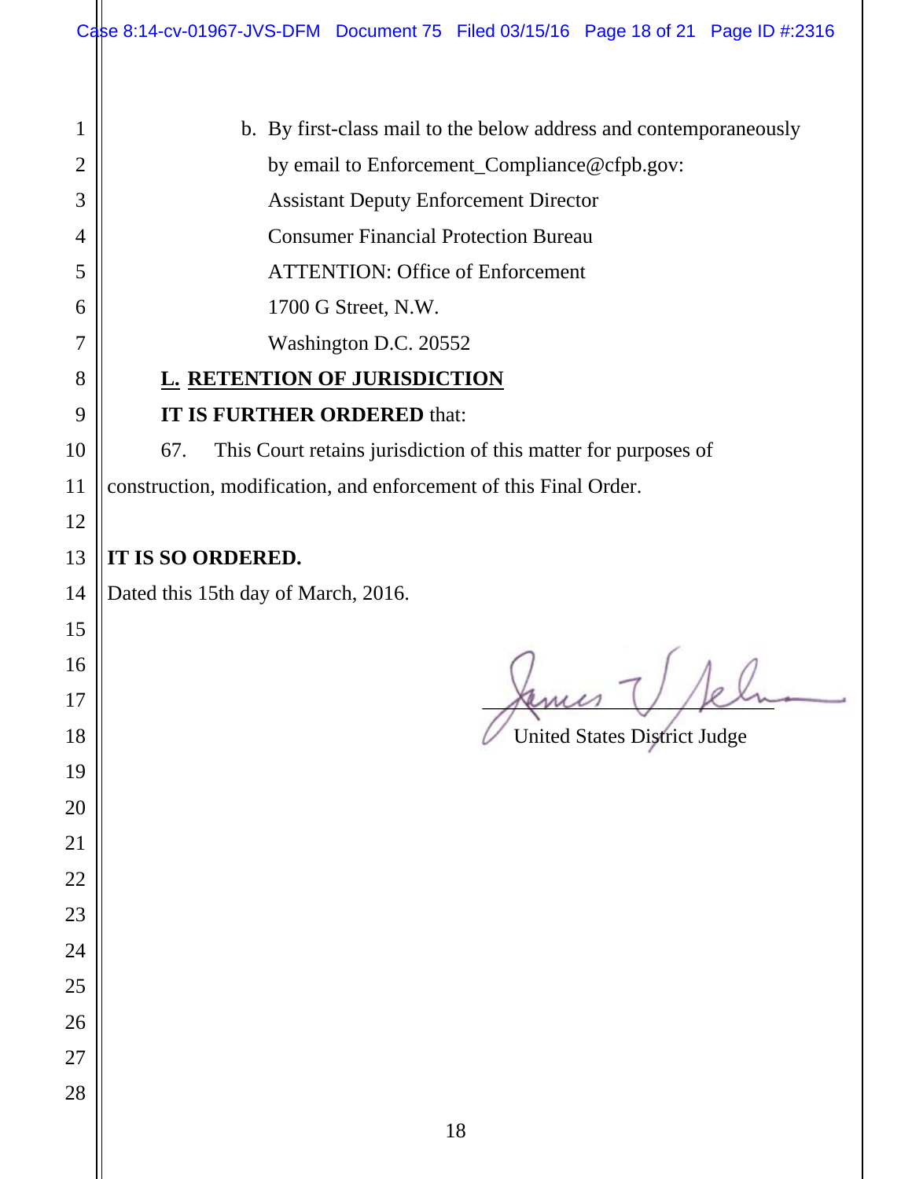b. By first-class mail to the below address and contemporaneously by email to Enforcement_Compliance@cfpb.gov:

Assistant Deputy Enforcement Director
Consumer Financial Protection Bureau
ATTENTION: Office of Enforcement
1700 G Street, N.W.
Washington D.C. 20552

**L. RETENTION OF JURISDICTION**

**IT IS FURTHER ORDERED** that:

67. This Court retains jurisdiction of this matter for purposes of construction, modification, and enforcement of this Final Order.

**IT IS SO ORDERED.**

Dated this 15th day of March, 2016.

_______________________________
United States District Judge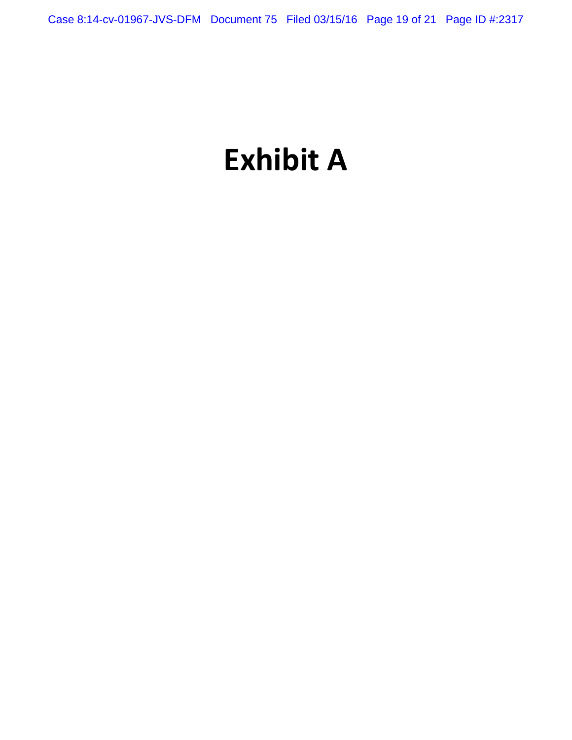# Exhibit A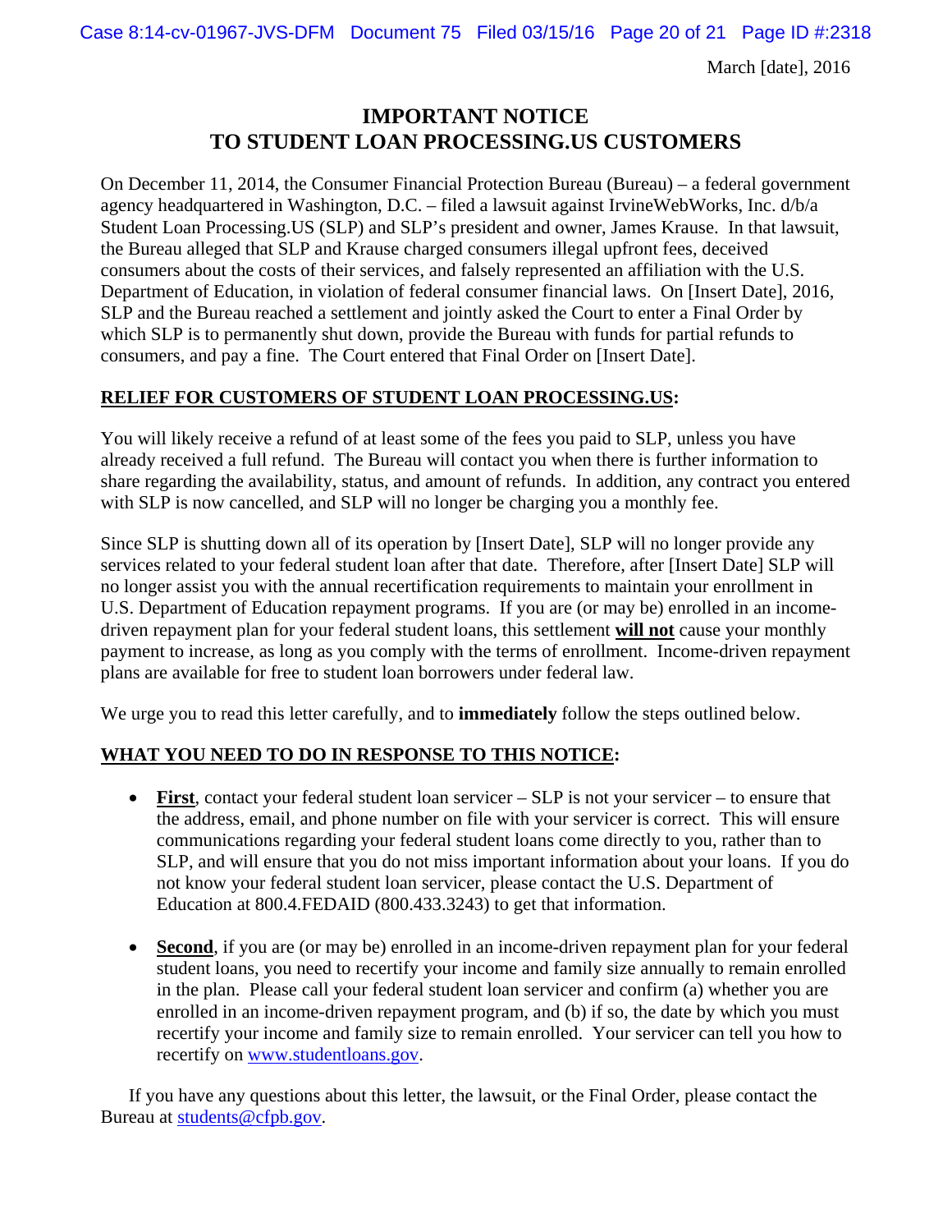March [date], 2016

# IMPORTANT NOTICE
# TO STUDENT LOAN PROCESSING.US CUSTOMERS

On December 11, 2014, the Consumer Financial Protection Bureau (Bureau) – a federal government agency headquartered in Washington, D.C. – filed a lawsuit against IrvineWebWorks, Inc. d/b/a Student Loan Processing.US (SLP) and SLP's president and owner, James Krause. In that lawsuit, the Bureau alleged that SLP and Krause charged consumers illegal upfront fees, deceived consumers about the costs of their services, and falsely represented an affiliation with the U.S. Department of Education, in violation of federal consumer financial laws. On [Insert Date], 2016, SLP and the Bureau reached a settlement and jointly asked the Court to enter a Final Order by which SLP is to permanently shut down, provide the Bureau with funds for partial refunds to consumers, and pay a fine. The Court entered that Final Order on [Insert Date].

**RELIEF FOR CUSTOMERS OF STUDENT LOAN PROCESSING.US:**

You will likely receive a refund of at least some of the fees you paid to SLP, unless you have already received a full refund. The Bureau will contact you when there is further information to share regarding the availability, status, and amount of refunds. In addition, any contract you entered with SLP is now cancelled, and SLP will no longer be charging you a monthly fee.

Since SLP is shutting down all of its operation by [Insert Date], SLP will no longer provide any services related to your federal student loan after that date. Therefore, after [Insert Date] SLP will no longer assist you with the annual recertification requirements to maintain your enrollment in U.S. Department of Education repayment programs. If you are (or may be) enrolled in an income-driven repayment plan for your federal student loans, this settlement **will not** cause your monthly payment to increase, as long as you comply with the terms of enrollment. Income-driven repayment plans are available for free to student loan borrowers under federal law.

We urge you to read this letter carefully, and to **immediately** follow the steps outlined below.

**WHAT YOU NEED TO DO IN RESPONSE TO THIS NOTICE:**

- **First**, contact your federal student loan servicer – SLP is not your servicer – to ensure that the address, email, and phone number on file with your servicer is correct. This will ensure communications regarding your federal student loans come directly to you, rather than to SLP, and will ensure that you do not miss important information about your loans. If you do not know your federal student loan servicer, please contact the U.S. Department of Education at 800.4.FEDAID (800.433.3243) to get that information.

- **Second**, if you are (or may be) enrolled in an income-driven repayment plan for your federal student loans, you need to recertify your income and family size annually to remain enrolled in the plan. Please call your federal student loan servicer and confirm (a) whether you are enrolled in an income-driven repayment program, and (b) if so, the date by which you must recertify your income and family size to remain enrolled. Your servicer can tell you how to recertify on www.studentloans.gov.

If you have any questions about this letter, the lawsuit, or the Final Order, please contact the Bureau at students@cfpb.gov.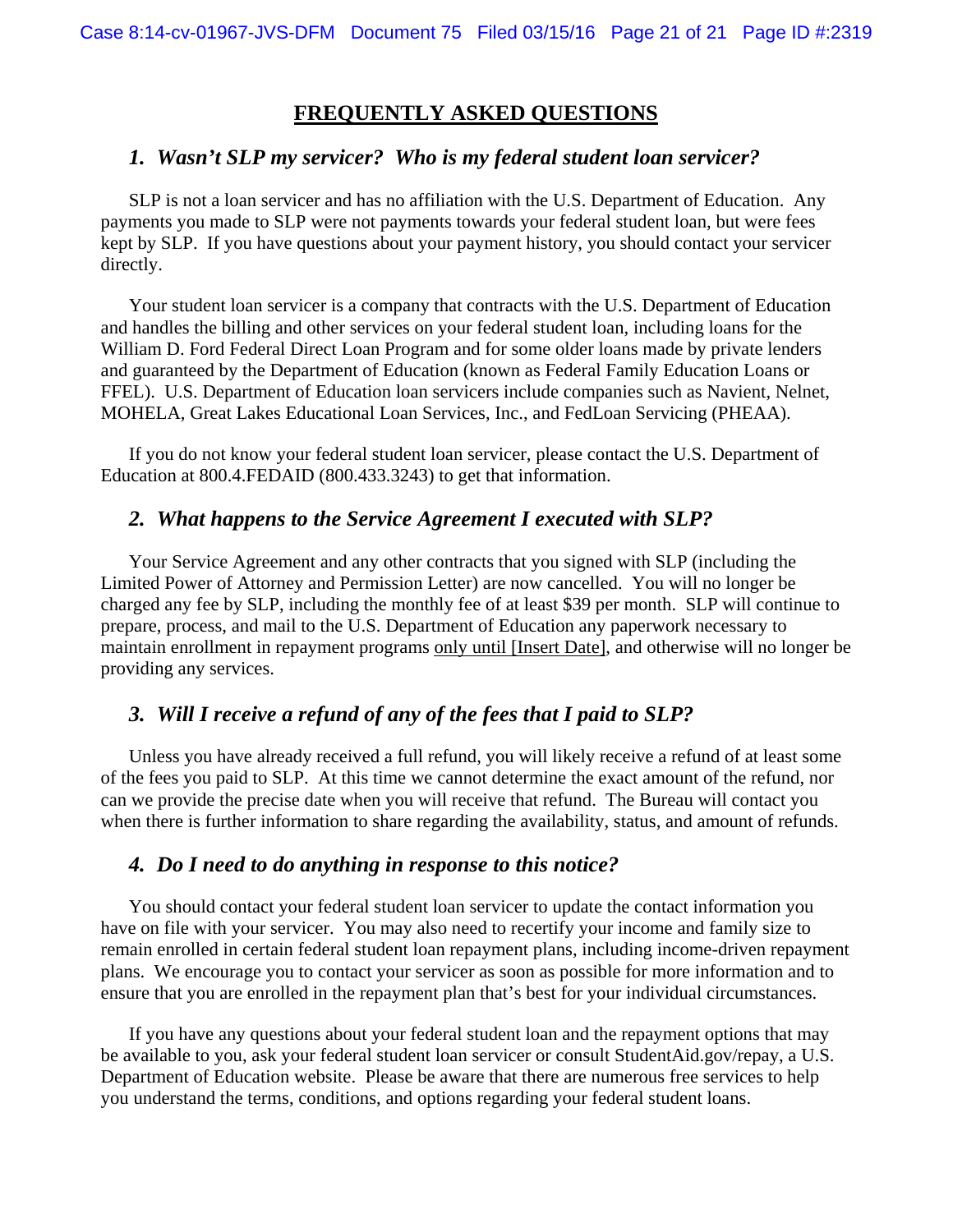## FREQUENTLY ASKED QUESTIONS

### *1. Wasn't SLP my servicer? Who is my federal student loan servicer?*

SLP is not a loan servicer and has no affiliation with the U.S. Department of Education. Any payments you made to SLP were not payments towards your federal student loan, but were fees kept by SLP. If you have questions about your payment history, you should contact your servicer directly.

Your student loan servicer is a company that contracts with the U.S. Department of Education and handles the billing and other services on your federal student loan, including loans for the William D. Ford Federal Direct Loan Program and for some older loans made by private lenders and guaranteed by the Department of Education (known as Federal Family Education Loans or FFEL). U.S. Department of Education loan servicers include companies such as Navient, Nelnet, MOHELA, Great Lakes Educational Loan Services, Inc., and FedLoan Servicing (PHEAA).

If you do not know your federal student loan servicer, please contact the U.S. Department of Education at 800.4.FEDAID (800.433.3243) to get that information.

### *2. What happens to the Service Agreement I executed with SLP?*

Your Service Agreement and any other contracts that you signed with SLP (including the Limited Power of Attorney and Permission Letter) are now cancelled. You will no longer be charged any fee by SLP, including the monthly fee of at least $39 per month. SLP will continue to prepare, process, and mail to the U.S. Department of Education any paperwork necessary to maintain enrollment in repayment programs <u>only until [Insert Date]</u>, and otherwise will no longer be providing any services.

### *3. Will I receive a refund of any of the fees that I paid to SLP?*

Unless you have already received a full refund, you will likely receive a refund of at least some of the fees you paid to SLP. At this time we cannot determine the exact amount of the refund, nor can we provide the precise date when you will receive that refund. The Bureau will contact you when there is further information to share regarding the availability, status, and amount of refunds.

### *4. Do I need to do anything in response to this notice?*

You should contact your federal student loan servicer to update the contact information you have on file with your servicer. You may also need to recertify your income and family size to remain enrolled in certain federal student loan repayment plans, including income-driven repayment plans. We encourage you to contact your servicer as soon as possible for more information and to ensure that you are enrolled in the repayment plan that's best for your individual circumstances.

If you have any questions about your federal student loan and the repayment options that may be available to you, ask your federal student loan servicer or consult StudentAid.gov/repay, a U.S. Department of Education website. Please be aware that there are numerous free services to help you understand the terms, conditions, and options regarding your federal student loans.